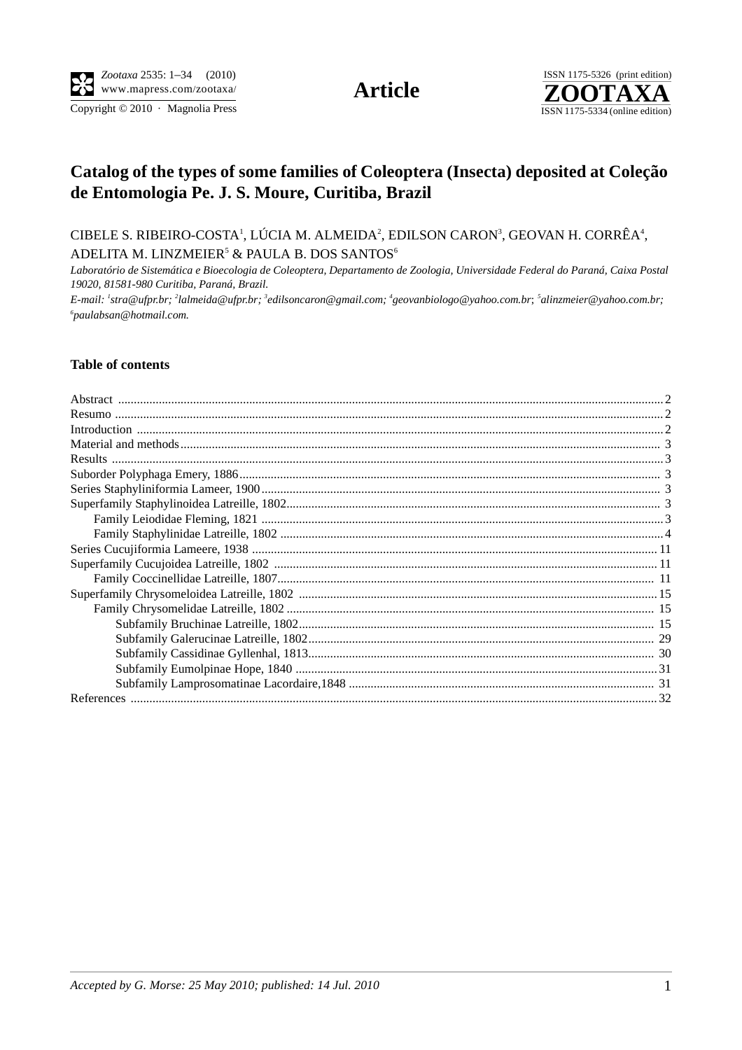**Article**

# Catalog of the types of some families of Coleoptera (Insecta) deposited at Coleção de Entomologia Pe. J. S. Moure, Curitiba, Brazil

CIBELE S. RIBEIRO-COSTA[1], LÚCIA M. ALMEIDA[2], EDILSON CARON[3], GEOVAN H. CORRÊA[4], ADELITA M. LINZMEIER[5] & PAULA B. DOS SANTOS[6]

*Laboratório de Sistemática e Bioecologia de Coleoptera, Departamento de Zoologia, Universidade Federal do Paraná, Caixa Postal 19020, 81581-980 Curitiba, Paraná, Brazil.*

*E-mail: [1]stra@ufpr.br; [2]lalmeida@ufpr.br; [3]edilsoncaron@gmail.com; [4]geovanbiologo@yahoo.com.br; [5]alinzmeier@yahoo.com.br; [6]paulabsan@hotmail.com.*

## Table of contents

Abstract ... 2
Resumo ... 2
Introduction ... 2
Material and methods ... 3
Results ... 3
Suborder Polyphaga Emery, 1886 ... 3
Series Staphyliniformia Lameer, 1900 ... 3
Superfamily Staphylinoidea Latreille, 1802 ... 3
- Family Leiodidae Fleming, 1821 ... 3
- Family Staphylinidae Latreille, 1802 ... 4

Series Cucujiformia Lameere, 1938 ... 11
Superfamily Cucujoidea Latreille, 1802 ... 11
- Family Coccinellidae Latreille, 1807 ... 11

Superfamily Chrysomeloidea Latreille, 1802 ... 15
- Family Chrysomelidae Latreille, 1802 ... 15
  - Subfamily Bruchinae Latreille, 1802 ... 15
  - Subfamily Galerucinae Latreille, 1802 ... 29
  - Subfamily Cassidinae Gyllenhal, 1813 ... 30
  - Subfamily Eumolpinae Hope, 1840 ... 31
  - Subfamily Lamprosomatinae Lacordaire,1848 ... 31

References ... 32

*Accepted by G. Morse: 25 May 2010; published: 14 Jul. 2010*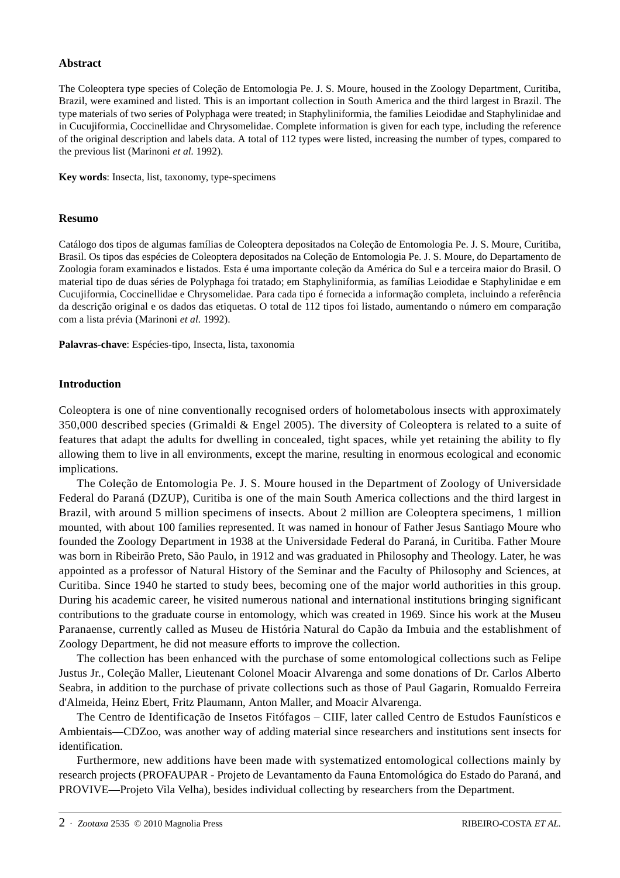## Abstract

The Coleoptera type species of Coleção de Entomologia Pe. J. S. Moure, housed in the Zoology Department, Curitiba, Brazil, were examined and listed. This is an important collection in South America and the third largest in Brazil. The type materials of two series of Polyphaga were treated; in Staphyliniformia, the families Leiodidae and Staphylinidae and in Cucujiformia, Coccinellidae and Chrysomelidae. Complete information is given for each type, including the reference of the original description and labels data. A total of 112 types were listed, increasing the number of types, compared to the previous list (Marinoni *et al.* 1992).

**Key words**: Insecta, list, taxonomy, type-specimens

## Resumo

Catálogo dos tipos de algumas famílias de Coleoptera depositados na Coleção de Entomologia Pe. J. S. Moure, Curitiba, Brasil. Os tipos das espécies de Coleoptera depositados na Coleção de Entomologia Pe. J. S. Moure, do Departamento de Zoologia foram examinados e listados. Esta é uma importante coleção da América do Sul e a terceira maior do Brasil. O material tipo de duas séries de Polyphaga foi tratado; em Staphyliniformia, as famílias Leiodidae e Staphylinidae e em Cucujiformia, Coccinellidae e Chrysomelidae. Para cada tipo é fornecida a informação completa, incluindo a referência da descrição original e os dados das etiquetas. O total de 112 tipos foi listado, aumentando o número em comparação com a lista prévia (Marinoni *et al.* 1992).

**Palavras-chave**: Espécies-tipo, Insecta, lista, taxonomia

## Introduction

Coleoptera is one of nine conventionally recognised orders of holometabolous insects with approximately 350,000 described species (Grimaldi & Engel 2005). The diversity of Coleoptera is related to a suite of features that adapt the adults for dwelling in concealed, tight spaces, while yet retaining the ability to fly allowing them to live in all environments, except the marine, resulting in enormous ecological and economic implications.

The Coleção de Entomologia Pe. J. S. Moure housed in the Department of Zoology of Universidade Federal do Paraná (DZUP), Curitiba is one of the main South America collections and the third largest in Brazil, with around 5 million specimens of insects. About 2 million are Coleoptera specimens, 1 million mounted, with about 100 families represented. It was named in honour of Father Jesus Santiago Moure who founded the Zoology Department in 1938 at the Universidade Federal do Paraná, in Curitiba. Father Moure was born in Ribeirão Preto, São Paulo, in 1912 and was graduated in Philosophy and Theology. Later, he was appointed as a professor of Natural History of the Seminar and the Faculty of Philosophy and Sciences, at Curitiba. Since 1940 he started to study bees, becoming one of the major world authorities in this group. During his academic career, he visited numerous national and international institutions bringing significant contributions to the graduate course in entomology, which was created in 1969. Since his work at the Museu Paranaense, currently called as Museu de História Natural do Capão da Imbuia and the establishment of Zoology Department, he did not measure efforts to improve the collection.

The collection has been enhanced with the purchase of some entomological collections such as Felipe Justus Jr., Coleção Maller, Lieutenant Colonel Moacir Alvarenga and some donations of Dr. Carlos Alberto Seabra, in addition to the purchase of private collections such as those of Paul Gagarin, Romualdo Ferreira d'Almeida, Heinz Ebert, Fritz Plaumann, Anton Maller, and Moacir Alvarenga.

The Centro de Identificação de Insetos Fitófagos – CIIF, later called Centro de Estudos Faunísticos e Ambientais—CDZoo, was another way of adding material since researchers and institutions sent insects for identification.

Furthermore, new additions have been made with systematized entomological collections mainly by research projects (PROFAUPAR - Projeto de Levantamento da Fauna Entomológica do Estado do Paraná, and PROVIVE—Projeto Vila Velha), besides individual collecting by researchers from the Department.